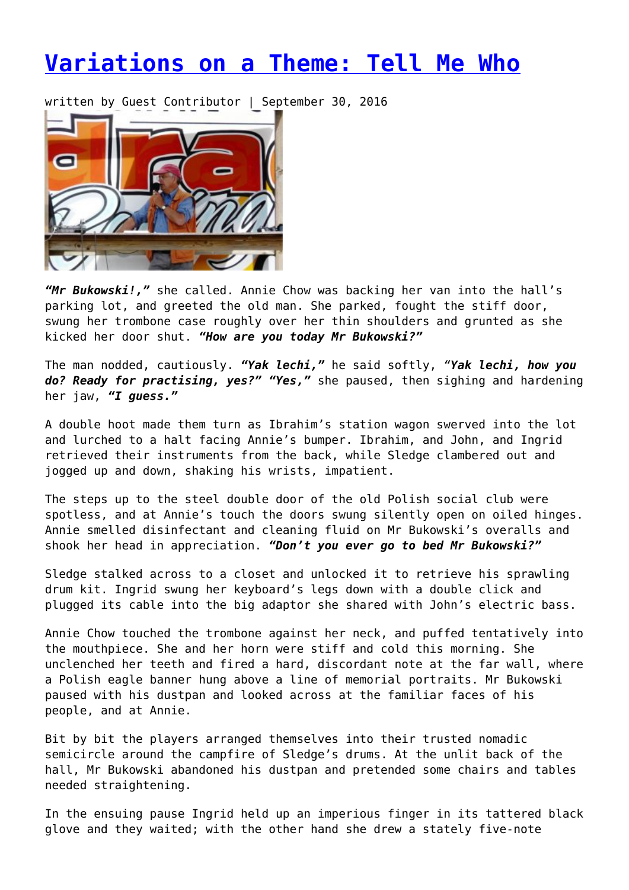# Variations on a Theme: Tell Me Who

written by Guest Contributor | September 30, 2016

***"Mr Bukowski!,"*** she called. Annie Chow was backing her van into the hall's parking lot, and greeted the old man. She parked, fought the stiff door, swung her trombone case roughly over her thin shoulders and grunted as she kicked her door shut. ***"How are you today Mr Bukowski?"***

The man nodded, cautiously. ***"Yak lechi,"*** he said softly, *"**Yak lechi, how you do? Ready for practising, yes?" "Yes,"*** she paused, then sighing and hardening her jaw, ***"I guess."***

A double hoot made them turn as Ibrahim's station wagon swerved into the lot and lurched to a halt facing Annie's bumper. Ibrahim, and John, and Ingrid retrieved their instruments from the back, while Sledge clambered out and jogged up and down, shaking his wrists, impatient.

The steps up to the steel double door of the old Polish social club were spotless, and at Annie's touch the doors swung silently open on oiled hinges. Annie smelled disinfectant and cleaning fluid on Mr Bukowski's overalls and shook her head in appreciation. ***"Don't you ever go to bed Mr Bukowski?"***

Sledge stalked across to a closet and unlocked it to retrieve his sprawling drum kit. Ingrid swung her keyboard's legs down with a double click and plugged its cable into the big adaptor she shared with John's electric bass.

Annie Chow touched the trombone against her neck, and puffed tentatively into the mouthpiece. She and her horn were stiff and cold this morning. She unclenched her teeth and fired a hard, discordant note at the far wall, where a Polish eagle banner hung above a line of memorial portraits. Mr Bukowski paused with his dustpan and looked across at the familiar faces of his people, and at Annie.

Bit by bit the players arranged themselves into their trusted nomadic semicircle around the campfire of Sledge's drums. At the unlit back of the hall, Mr Bukowski abandoned his dustpan and pretended some chairs and tables needed straightening.

In the ensuing pause Ingrid held up an imperious finger in its tattered black glove and they waited; with the other hand she drew a stately five-note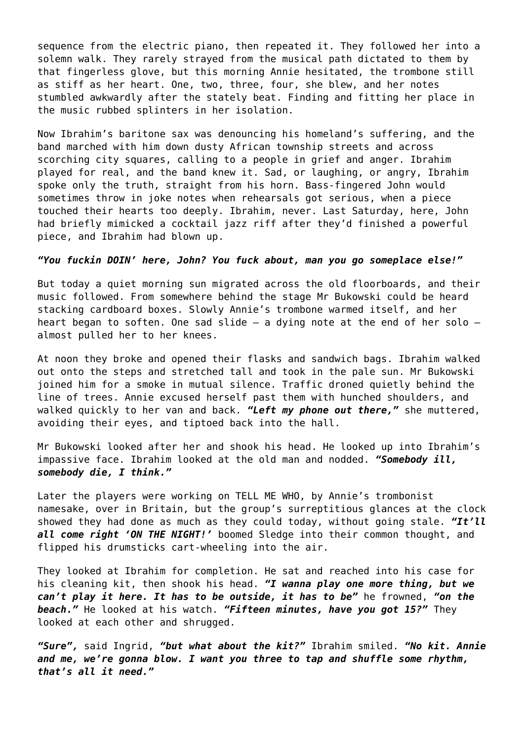sequence from the electric piano, then repeated it. They followed her into a solemn walk. They rarely strayed from the musical path dictated to them by that fingerless glove, but this morning Annie hesitated, the trombone still as stiff as her heart. One, two, three, four, she blew, and her notes stumbled awkwardly after the stately beat. Finding and fitting her place in the music rubbed splinters in her isolation.

Now Ibrahim's baritone sax was denouncing his homeland's suffering, and the band marched with him down dusty African township streets and across scorching city squares, calling to a people in grief and anger. Ibrahim played for real, and the band knew it. Sad, or laughing, or angry, Ibrahim spoke only the truth, straight from his horn. Bass-fingered John would sometimes throw in joke notes when rehearsals got serious, when a piece touched their hearts too deeply. Ibrahim, never. Last Saturday, here, John had briefly mimicked a cocktail jazz riff after they'd finished a powerful piece, and Ibrahim had blown up.

***"You fuckin DOIN' here, John? You fuck about, man you go someplace else!"***

But today a quiet morning sun migrated across the old floorboards, and their music followed. From somewhere behind the stage Mr Bukowski could be heard stacking cardboard boxes. Slowly Annie's trombone warmed itself, and her heart began to soften. One sad slide – a dying note at the end of her solo – almost pulled her to her knees.

At noon they broke and opened their flasks and sandwich bags. Ibrahim walked out onto the steps and stretched tall and took in the pale sun. Mr Bukowski joined him for a smoke in mutual silence. Traffic droned quietly behind the line of trees. Annie excused herself past them with hunched shoulders, and walked quickly to her van and back. ***"Left my phone out there,"*** she muttered, avoiding their eyes, and tiptoed back into the hall.

Mr Bukowski looked after her and shook his head. He looked up into Ibrahim's impassive face. Ibrahim looked at the old man and nodded. ***"Somebody ill, somebody die, I think."***

Later the players were working on TELL ME WHO, by Annie's trombonist namesake, over in Britain, but the group's surreptitious glances at the clock showed they had done as much as they could today, without going stale. ***"It'll all come right 'ON THE NIGHT!'*** boomed Sledge into their common thought, and flipped his drumsticks cart-wheeling into the air.

They looked at Ibrahim for completion. He sat and reached into his case for his cleaning kit, then shook his head. ***"I wanna play one more thing, but we can't play it here. It has to be outside, it has to be"*** he frowned, ***"on the beach."*** He looked at his watch. ***"Fifteen minutes, have you got 15?"*** They looked at each other and shrugged.

***"Sure"***, said Ingrid, ***"but what about the kit?"*** Ibrahim smiled. ***"No kit. Annie and me, we're gonna blow. I want you three to tap and shuffle some rhythm, that's all it need."***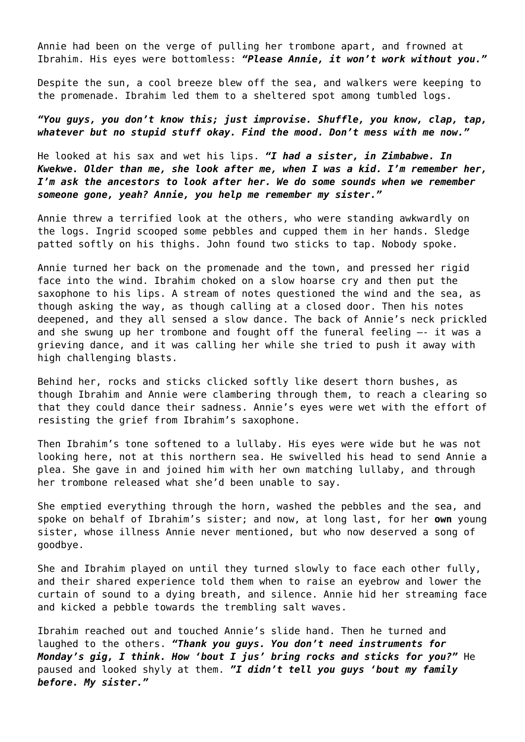Annie had been on the verge of pulling her trombone apart, and frowned at Ibrahim. His eyes were bottomless: ***"Please Annie, it won't work without you."***

Despite the sun, a cool breeze blew off the sea, and walkers were keeping to the promenade. Ibrahim led them to a sheltered spot among tumbled logs.

***"You guys, you don't know this; just improvise. Shuffle, you know, clap, tap, whatever but no stupid stuff okay. Find the mood. Don't mess with me now."***

He looked at his sax and wet his lips. ***"I had a sister, in Zimbabwe. In Kwekwe. Older than me, she look after me, when I was a kid. I'm remember her, I'm ask the ancestors to look after her. We do some sounds when we remember someone gone, yeah? Annie, you help me remember my sister."***

Annie threw a terrified look at the others, who were standing awkwardly on the logs. Ingrid scooped some pebbles and cupped them in her hands. Sledge patted softly on his thighs. John found two sticks to tap. Nobody spoke.

Annie turned her back on the promenade and the town, and pressed her rigid face into the wind. Ibrahim choked on a slow hoarse cry and then put the saxophone to his lips. A stream of notes questioned the wind and the sea, as though asking the way, as though calling at a closed door. Then his notes deepened, and they all sensed a slow dance. The back of Annie's neck prickled and she swung up her trombone and fought off the funeral feeling –- it was a grieving dance, and it was calling her while she tried to push it away with high challenging blasts.

Behind her, rocks and sticks clicked softly like desert thorn bushes, as though Ibrahim and Annie were clambering through them, to reach a clearing so that they could dance their sadness. Annie's eyes were wet with the effort of resisting the grief from Ibrahim's saxophone.

Then Ibrahim's tone softened to a lullaby. His eyes were wide but he was not looking here, not at this northern sea. He swivelled his head to send Annie a plea. She gave in and joined him with her own matching lullaby, and through her trombone released what she'd been unable to say.

She emptied everything through the horn, washed the pebbles and the sea, and spoke on behalf of Ibrahim's sister; and now, at long last, for her **own** young sister, whose illness Annie never mentioned, but who now deserved a song of goodbye.

She and Ibrahim played on until they turned slowly to face each other fully, and their shared experience told them when to raise an eyebrow and lower the curtain of sound to a dying breath, and silence. Annie hid her streaming face and kicked a pebble towards the trembling salt waves.

Ibrahim reached out and touched Annie's slide hand. Then he turned and laughed to the others. ***"Thank you guys. You don't need instruments for Monday's gig, I think. How 'bout I jus' bring rocks and sticks for you?"*** He paused and looked shyly at them. ***"I didn't tell you guys 'bout my family before. My sister."***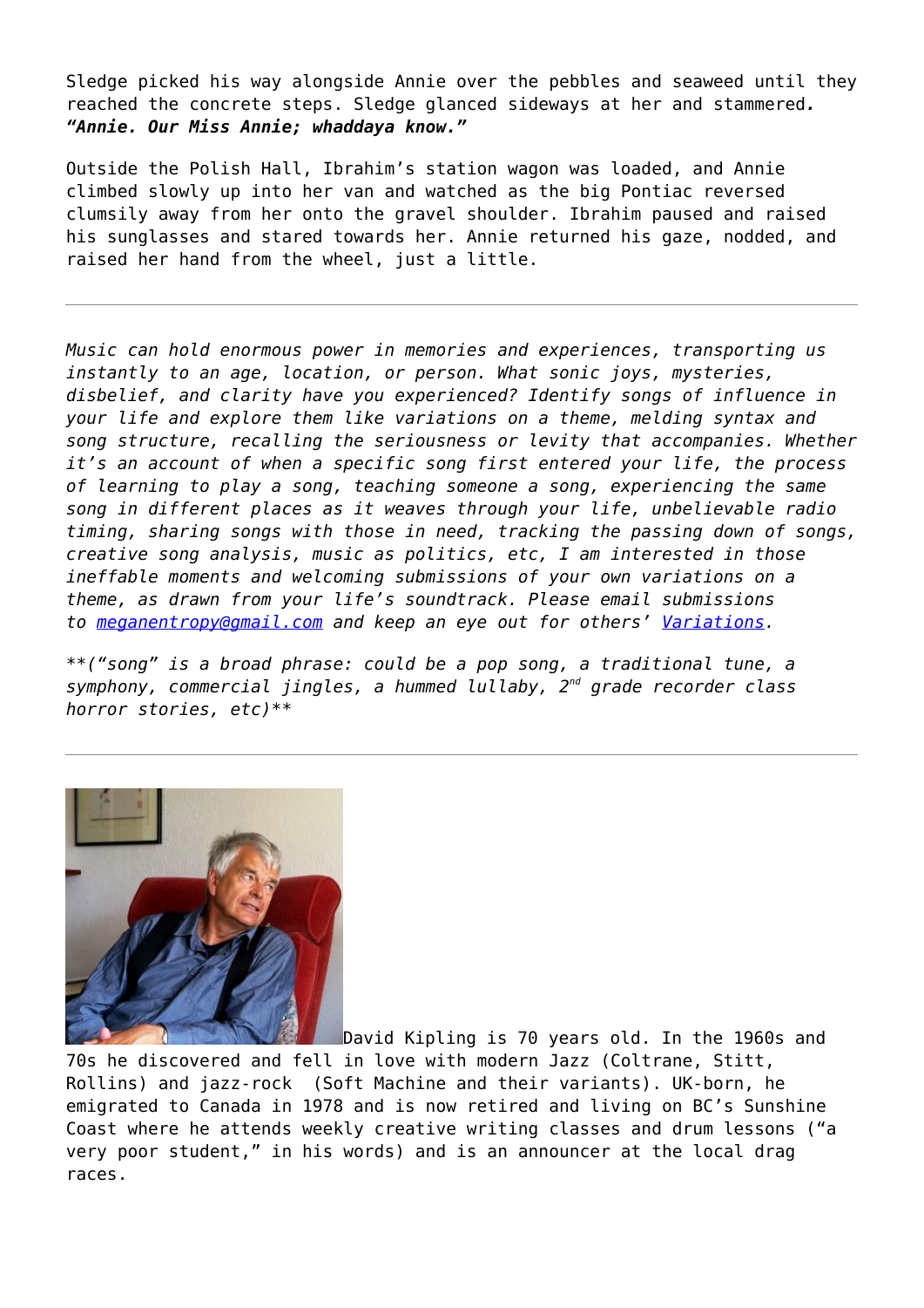Sledge picked his way alongside Annie over the pebbles and seaweed until they reached the concrete steps. Sledge glanced sideways at her and stammered*.* ***"Annie. Our Miss Annie; whaddaya know."***

Outside the Polish Hall, Ibrahim's station wagon was loaded, and Annie climbed slowly up into her van and watched as the big Pontiac reversed clumsily away from her onto the gravel shoulder. Ibrahim paused and raised his sunglasses and stared towards her. Annie returned his gaze, nodded, and raised her hand from the wheel, just a little.

---

*Music can hold enormous power in memories and experiences, transporting us instantly to an age, location, or person. What sonic joys, mysteries, disbelief, and clarity have you experienced? Identify songs of influence in your life and explore them like variations on a theme, melding syntax and song structure, recalling the seriousness or levity that accompanies. Whether it's an account of when a specific song first entered your life, the process of learning to play a song, teaching someone a song, experiencing the same song in different places as it weaves through your life, unbelievable radio timing, sharing songs with those in need, tracking the passing down of songs, creative song analysis, music as politics, etc, I am interested in those ineffable moments and welcoming submissions of your own variations on a theme, as drawn from your life's soundtrack. Please email submissions to [meganentropy@gmail.com](mailto:meganentropy@gmail.com) and keep an eye out for others' [Variations](#).*

*\*\*("song" is a broad phrase: could be a pop song, a traditional tune, a symphony, commercial jingles, a hummed lullaby, 2nd grade recorder class horror stories, etc)\*\**

---

David Kipling is 70 years old. In the 1960s and 70s he discovered and fell in love with modern Jazz (Coltrane, Stitt, Rollins) and jazz-rock (Soft Machine and their variants). UK-born, he emigrated to Canada in 1978 and is now retired and living on BC's Sunshine Coast where he attends weekly creative writing classes and drum lessons ("a very poor student," in his words) and is an announcer at the local drag races.